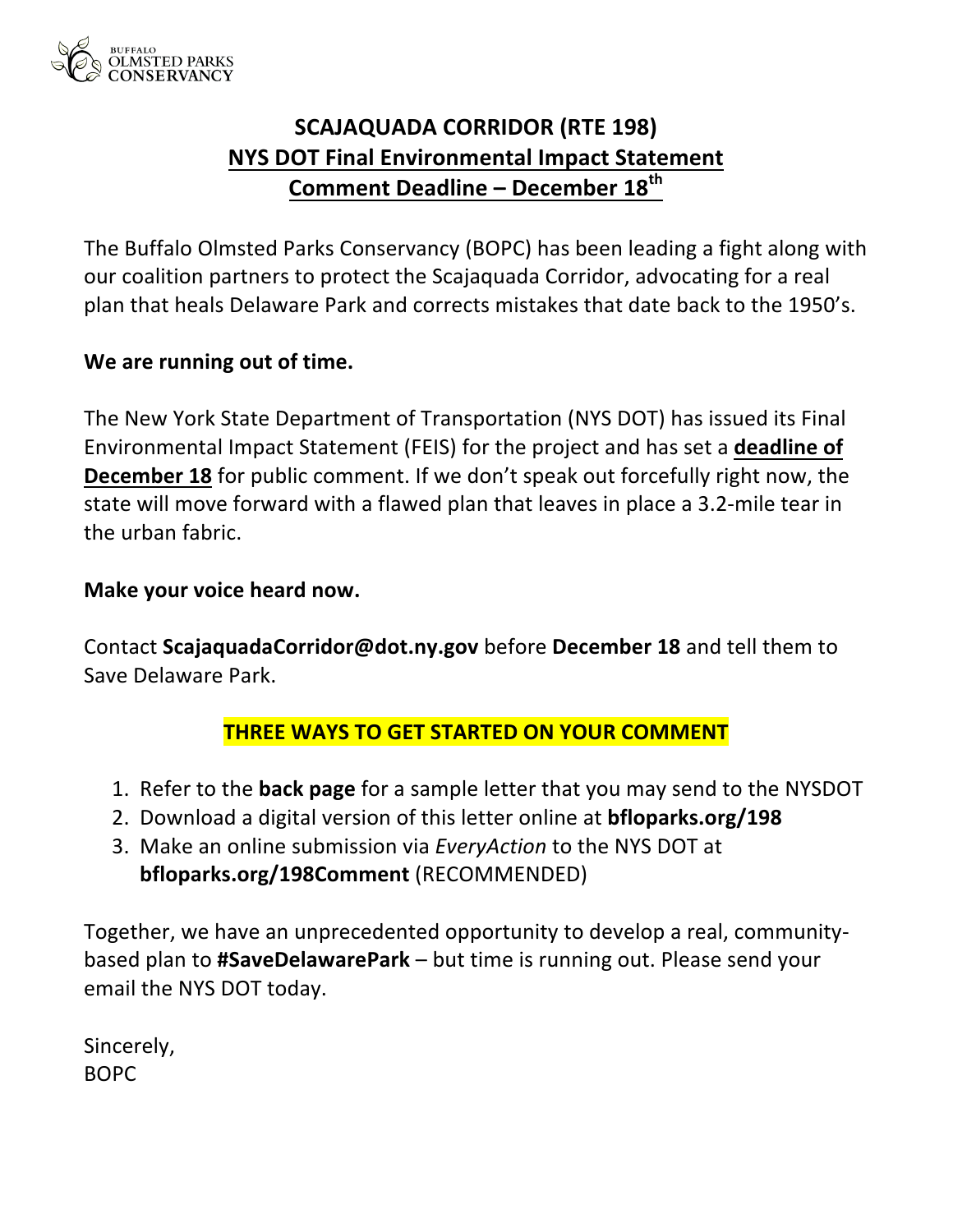BUFFALO OLMSTED PARKS CONSERVANCY

# SCAJAQUADA CORRIDOR (RTE 198)
## NYS DOT Final Environmental Impact Statement
## Comment Deadline – December 18th

The Buffalo Olmsted Parks Conservancy (BOPC) has been leading a fight along with our coalition partners to protect the Scajaquada Corridor, advocating for a real plan that heals Delaware Park and corrects mistakes that date back to the 1950's.

**We are running out of time.**

The New York State Department of Transportation (NYS DOT) has issued its Final Environmental Impact Statement (FEIS) for the project and has set a **deadline of December 18** for public comment. If we don't speak out forcefully right now, the state will move forward with a flawed plan that leaves in place a 3.2-mile tear in the urban fabric.

**Make your voice heard now.**

Contact **ScajaquadaCorridor@dot.ny.gov** before **December 18** and tell them to Save Delaware Park.

**THREE WAYS TO GET STARTED ON YOUR COMMENT**

1. Refer to the **back page** for a sample letter that you may send to the NYSDOT
2. Download a digital version of this letter online at **bfloparks.org/198**
3. Make an online submission via *EveryAction* to the NYS DOT at **bfloparks.org/198Comment** (RECOMMENDED)

Together, we have an unprecedented opportunity to develop a real, community-based plan to **#SaveDelawarePark** – but time is running out. Please send your email the NYS DOT today.

Sincerely,
BOPC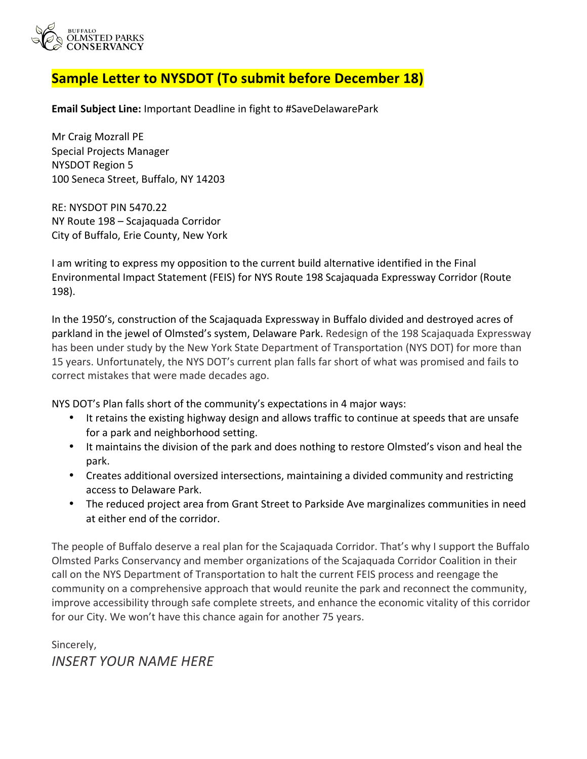BUFFALO OLMSTED PARKS CONSERVANCY

## Sample Letter to NYSDOT (To submit before December 18)

**Email Subject Line:** Important Deadline in fight to #SaveDelawarePark

Mr Craig Mozrall PE
Special Projects Manager
NYSDOT Region 5
100 Seneca Street, Buffalo, NY 14203

RE: NYSDOT PIN 5470.22
NY Route 198 – Scajaquada Corridor
City of Buffalo, Erie County, New York

I am writing to express my opposition to the current build alternative identified in the Final Environmental Impact Statement (FEIS) for NYS Route 198 Scajaquada Expressway Corridor (Route 198).

In the 1950's, construction of the Scajaquada Expressway in Buffalo divided and destroyed acres of parkland in the jewel of Olmsted's system, Delaware Park. Redesign of the 198 Scajaquada Expressway has been under study by the New York State Department of Transportation (NYS DOT) for more than 15 years. Unfortunately, the NYS DOT's current plan falls far short of what was promised and fails to correct mistakes that were made decades ago.

NYS DOT's Plan falls short of the community's expectations in 4 major ways:

- It retains the existing highway design and allows traffic to continue at speeds that are unsafe for a park and neighborhood setting.
- It maintains the division of the park and does nothing to restore Olmsted's vison and heal the park.
- Creates additional oversized intersections, maintaining a divided community and restricting access to Delaware Park.
- The reduced project area from Grant Street to Parkside Ave marginalizes communities in need at either end of the corridor.

The people of Buffalo deserve a real plan for the Scajaquada Corridor. That's why I support the Buffalo Olmsted Parks Conservancy and member organizations of the Scajaquada Corridor Coalition in their call on the NYS Department of Transportation to halt the current FEIS process and reengage the community on a comprehensive approach that would reunite the park and reconnect the community, improve accessibility through safe complete streets, and enhance the economic vitality of this corridor for our City. We won't have this chance again for another 75 years.

Sincerely,
*INSERT YOUR NAME HERE*